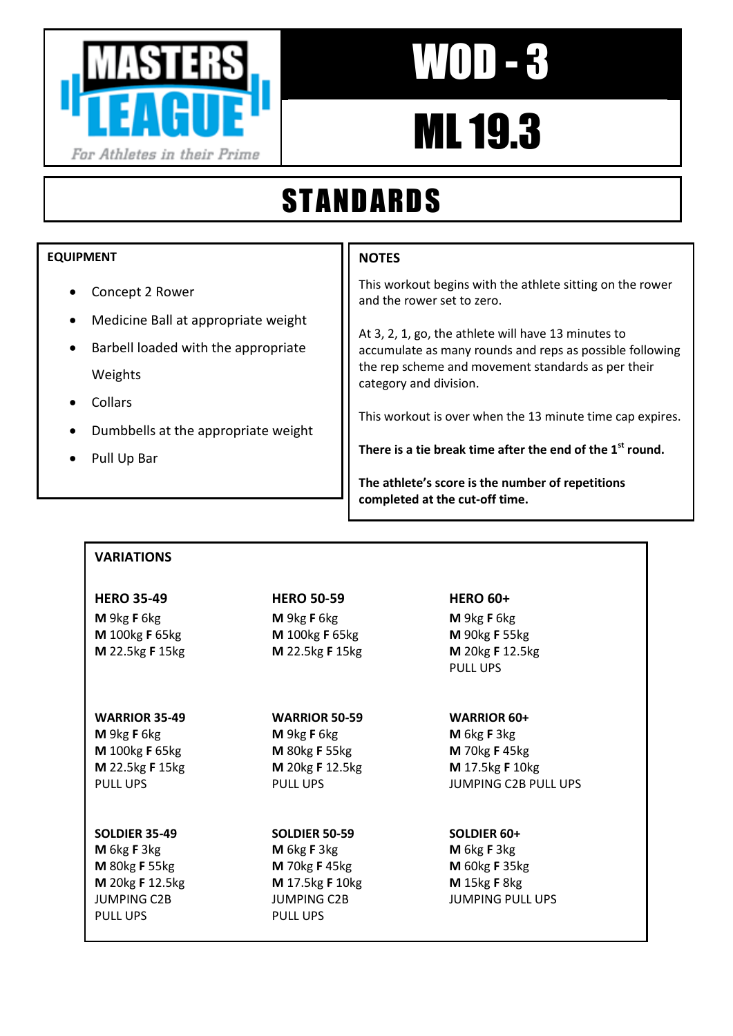**MASTERS LEAGUE**

*For Athletes in their Prime*

# WOD - 3

# ML 19.3

## STANDARDS

### EQUIPMENT

- Concept 2 Rower
- Medicine Ball at appropriate weight
- Barbell loaded with the appropriate Weights
- Collars
- Dumbbells at the appropriate weight
- Pull Up Bar

### NOTES

This workout begins with the athlete sitting on the rower and the rower set to zero.

At 3, 2, 1, go, the athlete will have 13 minutes to accumulate as many rounds and reps as possible following the rep scheme and movement standards as per their category and division.

This workout is over when the 13 minute time cap expires.

**There is a tie break time after the end of the 1st round.**

**The athlete's score is the number of repetitions completed at the cut-off time.**

### VARIATIONS

**HERO 35-49**
**M** 9kg **F** 6kg
**M** 100kg **F** 65kg
**M** 22.5kg **F** 15kg

**HERO 50-59**
**M** 9kg **F** 6kg
**M** 100kg **F** 65kg
**M** 22.5kg **F** 15kg

**HERO 60+**
**M** 9kg **F** 6kg
**M** 90kg **F** 55kg
**M** 20kg **F** 12.5kg
PULL UPS

**WARRIOR 35-49**
**M** 9kg **F** 6kg
**M** 100kg **F** 65kg
**M** 22.5kg **F** 15kg
PULL UPS

**WARRIOR 50-59**
**M** 9kg **F** 6kg
**M** 80kg **F** 55kg
**M** 20kg **F** 12.5kg
PULL UPS

**WARRIOR 60+**
**M** 6kg **F** 3kg
**M** 70kg **F** 45kg
**M** 17.5kg **F** 10kg
JUMPING C2B PULL UPS

**SOLDIER 35-49**
**M** 6kg **F** 3kg
**M** 80kg **F** 55kg
**M** 20kg **F** 12.5kg
JUMPING C2B PULL UPS

**SOLDIER 50-59**
**M** 6kg **F** 3kg
**M** 70kg **F** 45kg
**M** 17.5kg **F** 10kg
JUMPING C2B PULL UPS

**SOLDIER 60+**
**M** 6kg **F** 3kg
**M** 60kg **F** 35kg
**M** 15kg **F** 8kg
JUMPING PULL UPS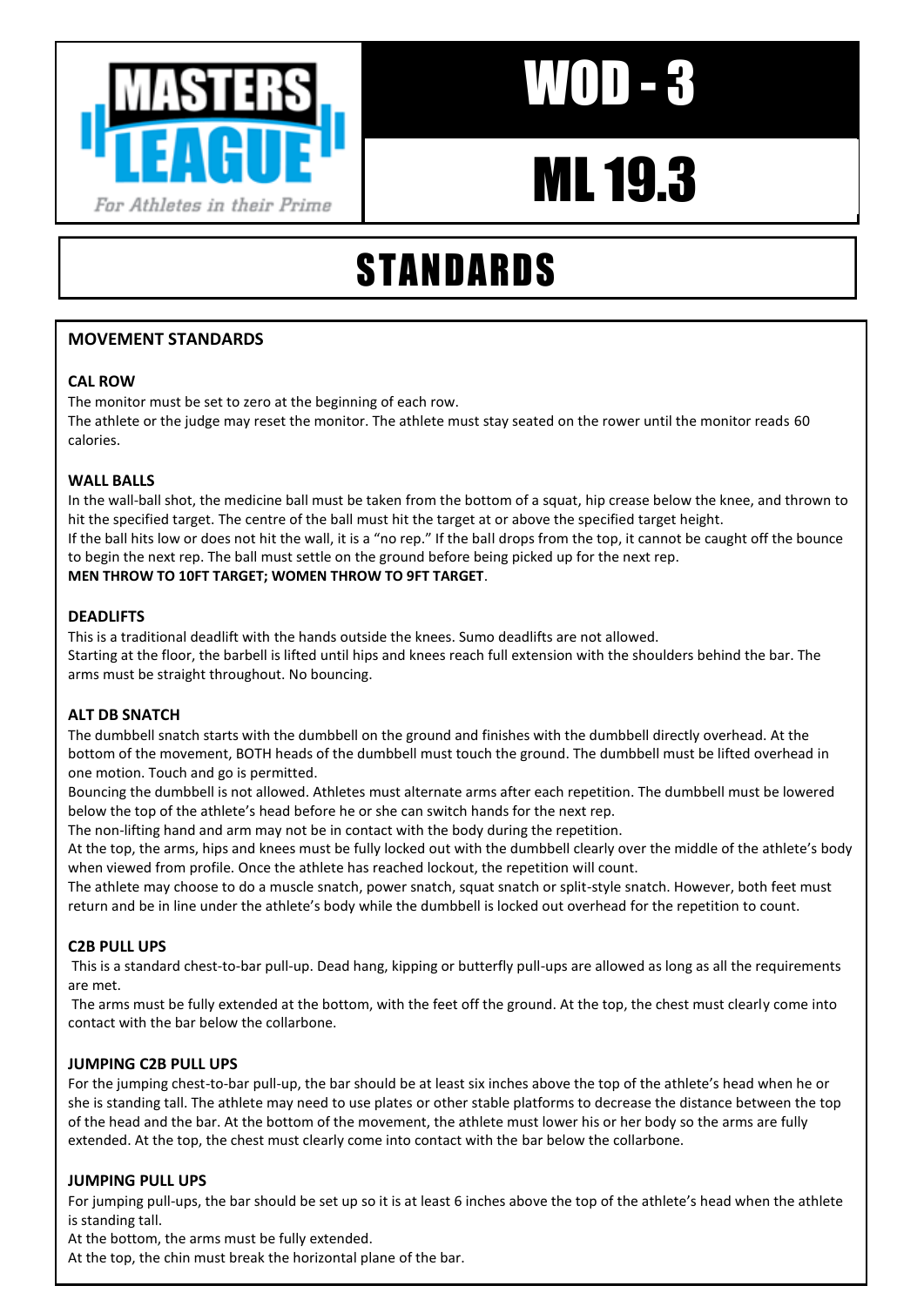**MASTERS LEAGUE**

*For Athletes in their Prime*

# WOD - 3

# ML 19.3

# STANDARDS

## MOVEMENT STANDARDS

### CAL ROW

The monitor must be set to zero at the beginning of each row.
The athlete or the judge may reset the monitor. The athlete must stay seated on the rower until the monitor reads 60 calories.

### WALL BALLS

In the wall-ball shot, the medicine ball must be taken from the bottom of a squat, hip crease below the knee, and thrown to hit the specified target. The centre of the ball must hit the target at or above the specified target height.
If the ball hits low or does not hit the wall, it is a "no rep." If the ball drops from the top, it cannot be caught off the bounce to begin the next rep. The ball must settle on the ground before being picked up for the next rep.
**MEN THROW TO 10FT TARGET; WOMEN THROW TO 9FT TARGET**.

### DEADLIFTS

This is a traditional deadlift with the hands outside the knees. Sumo deadlifts are not allowed.
Starting at the floor, the barbell is lifted until hips and knees reach full extension with the shoulders behind the bar. The arms must be straight throughout. No bouncing.

### ALT DB SNATCH

The dumbbell snatch starts with the dumbbell on the ground and finishes with the dumbbell directly overhead. At the bottom of the movement, BOTH heads of the dumbbell must touch the ground. The dumbbell must be lifted overhead in one motion. Touch and go is permitted.
Bouncing the dumbbell is not allowed. Athletes must alternate arms after each repetition. The dumbbell must be lowered below the top of the athlete's head before he or she can switch hands for the next rep.
The non-lifting hand and arm may not be in contact with the body during the repetition.
At the top, the arms, hips and knees must be fully locked out with the dumbbell clearly over the middle of the athlete's body when viewed from profile. Once the athlete has reached lockout, the repetition will count.
The athlete may choose to do a muscle snatch, power snatch, squat snatch or split-style snatch. However, both feet must return and be in line under the athlete's body while the dumbbell is locked out overhead for the repetition to count.

### C2B PULL UPS

This is a standard chest-to-bar pull-up. Dead hang, kipping or butterfly pull-ups are allowed as long as all the requirements are met.
The arms must be fully extended at the bottom, with the feet off the ground. At the top, the chest must clearly come into contact with the bar below the collarbone.

### JUMPING C2B PULL UPS

For the jumping chest-to-bar pull-up, the bar should be at least six inches above the top of the athlete's head when he or she is standing tall. The athlete may need to use plates or other stable platforms to decrease the distance between the top of the head and the bar. At the bottom of the movement, the athlete must lower his or her body so the arms are fully extended. At the top, the chest must clearly come into contact with the bar below the collarbone.

### JUMPING PULL UPS

For jumping pull-ups, the bar should be set up so it is at least 6 inches above the top of the athlete's head when the athlete is standing tall.
At the bottom, the arms must be fully extended.
At the top, the chin must break the horizontal plane of the bar.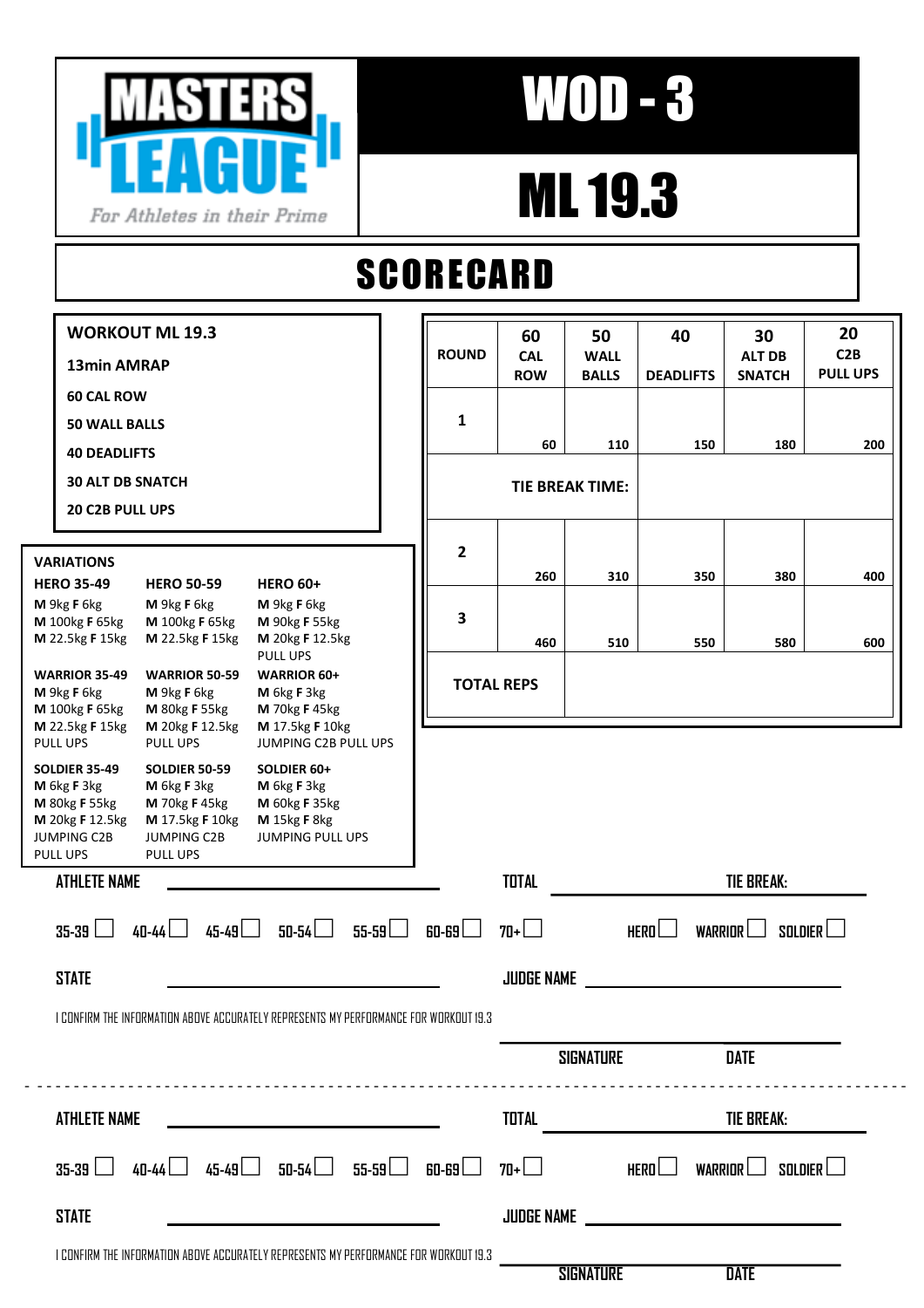MASTERS LEAGUE

*For Athletes in their Prime*

# WOD - 3

# ML 19.3

## SCORECARD

**WORKOUT ML 19.3**

**13min AMRAP**

**60 CAL ROW**

**50 WALL BALLS**

**40 DEADLIFTS**

**30 ALT DB SNATCH**

**20 C2B PULL UPS**

| ROUND | 60 CAL ROW | 50 WALL BALLS | 40 DEADLIFTS | 30 ALT DB SNATCH | 20 C2B PULL UPS |
|---|---|---|---|---|---|
| 1 | 60 | 110 | 150 | 180 | 200 |
| TIE BREAK TIME: | | | | | |
| 2 | 260 | 310 | 350 | 380 | 400 |
| 3 | 460 | 510 | 550 | 580 | 600 |
| TOTAL REPS | | | | | |

**VARIATIONS**

| HERO 35-49 | HERO 50-59 | HERO 60+ |
|---|---|---|
| **M** 9kg **F** 6kg | **M** 9kg **F** 6kg | **M** 9kg **F** 6kg |
| **M** 100kg **F** 65kg | **M** 100kg **F** 65kg | **M** 90kg **F** 55kg |
| **M** 22.5kg **F** 15kg | **M** 22.5kg **F** 15kg | **M** 20kg **F** 12.5kg |
| | | PULL UPS |
| **WARRIOR 35-49** | **WARRIOR 50-59** | **WARRIOR 60+** |
| **M** 9kg **F** 6kg | **M** 9kg **F** 6kg | **M** 6kg **F** 3kg |
| **M** 100kg **F** 65kg | **M** 80kg **F** 55kg | **M** 70kg **F** 45kg |
| **M** 22.5kg **F** 15kg | **M** 20kg **F** 12.5kg | **M** 17.5kg **F** 10kg |
| PULL UPS | PULL UPS | JUMPING C2B PULL UPS |
| **SOLDIER 35-49** | **SOLDIER 50-59** | **SOLDIER 60+** |
| **M** 6kg **F** 3kg | **M** 6kg **F** 3kg | **M** 6kg **F** 3kg |
| **M** 80kg **F** 55kg | **M** 70kg **F** 45kg | **M** 60kg **F** 35kg |
| **M** 20kg **F** 12.5kg | **M** 17.5kg **F** 10kg | **M** 15kg **F** 8kg |
| JUMPING C2B PULL UPS | JUMPING C2B PULL UPS | JUMPING PULL UPS |

ATHLETE NAME ____________________ TOTAL ____________ TIE BREAK: ________

35-39 ☐ 40-44 ☐ 45-49 ☐ 50-54 ☐ 55-59 ☐ 60-69 ☐ 70+ ☐ HERO ☐ WARRIOR ☐ SOLDIER ☐

STATE ____________________ JUDGE NAME ____________________

I CONFIRM THE INFORMATION ABOVE ACCURATELY REPRESENTS MY PERFORMANCE FOR WORKOUT 19.3

SIGNATURE ____________ DATE ____________

---

ATHLETE NAME ____________________ TOTAL ____________ TIE BREAK: ________

35-39 ☐ 40-44 ☐ 45-49 ☐ 50-54 ☐ 55-59 ☐ 60-69 ☐ 70+ ☐ HERO ☐ WARRIOR ☐ SOLDIER ☐

STATE ____________________ JUDGE NAME ____________________

I CONFIRM THE INFORMATION ABOVE ACCURATELY REPRESENTS MY PERFORMANCE FOR WORKOUT 19.3

SIGNATURE ____________ DATE ____________